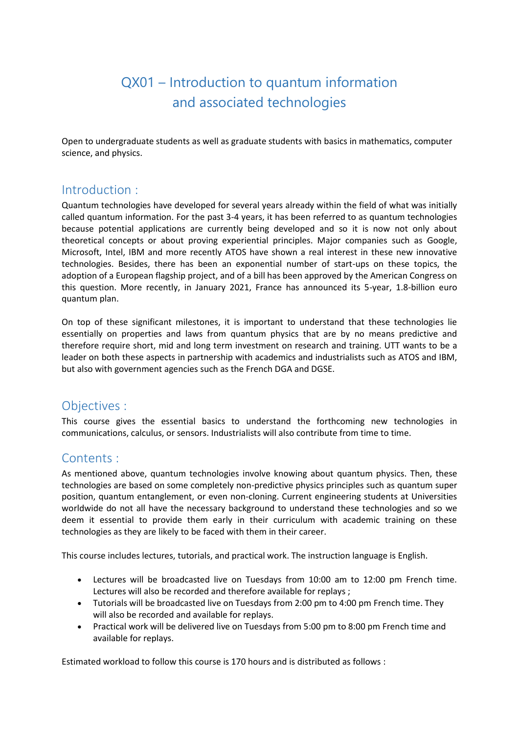# QX01 – Introduction to quantum information and associated technologies

Open to undergraduate students as well as graduate students with basics in mathematics, computer science, and physics.

## Introduction :

Quantum technologies have developed for several years already within the field of what was initially called quantum information. For the past 3-4 years, it has been referred to as quantum technologies because potential applications are currently being developed and so it is now not only about theoretical concepts or about proving experiential principles. Major companies such as Google, Microsoft, Intel, IBM and more recently ATOS have shown a real interest in these new innovative technologies. Besides, there has been an exponential number of start-ups on these topics, the adoption of a European flagship project, and of a bill has been approved by the American Congress on this question. More recently, in January 2021, France has announced its 5-year, 1.8-billion euro quantum plan.

On top of these significant milestones, it is important to understand that these technologies lie essentially on properties and laws from quantum physics that are by no means predictive and therefore require short, mid and long term investment on research and training. UTT wants to be a leader on both these aspects in partnership with academics and industrialists such as ATOS and IBM, but also with government agencies such as the French DGA and DGSE.

## Objectives :

This course gives the essential basics to understand the forthcoming new technologies in communications, calculus, or sensors. Industrialists will also contribute from time to time.

## Contents :

As mentioned above, quantum technologies involve knowing about quantum physics. Then, these technologies are based on some completely non-predictive physics principles such as quantum super position, quantum entanglement, or even non-cloning. Current engineering students at Universities worldwide do not all have the necessary background to understand these technologies and so we deem it essential to provide them early in their curriculum with academic training on these technologies as they are likely to be faced with them in their career.

This course includes lectures, tutorials, and practical work. The instruction language is English.

- Lectures will be broadcasted live on Tuesdays from 10:00 am to 12:00 pm French time. Lectures will also be recorded and therefore available for replays ;
- Tutorials will be broadcasted live on Tuesdays from 2:00 pm to 4:00 pm French time. They will also be recorded and available for replays.
- Practical work will be delivered live on Tuesdays from 5:00 pm to 8:00 pm French time and available for replays.

Estimated workload to follow this course is 170 hours and is distributed as follows :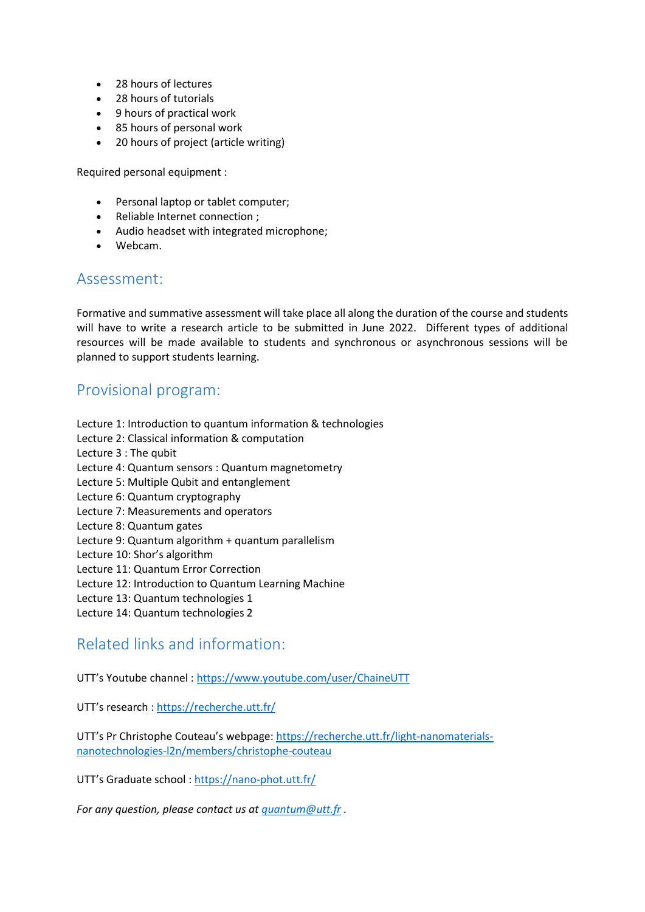- 28 hours of lectures
- 28 hours of tutorials
- 9 hours of practical work
- 85 hours of personal work
- 20 hours of project (article writing)

Required personal equipment :

- Personal laptop or tablet computer;
- Reliable Internet connection ;
- Audio headset with integrated microphone;
- Webcam.

## Assessment:

Formative and summative assessment will take place all along the duration of the course and students will have to write a research article to be submitted in June 2022. Different types of additional resources will be made available to students and synchronous or asynchronous sessions will be planned to support students learning.

## Provisional program:

Lecture 1: Introduction to quantum information & technologies
Lecture 2: Classical information & computation
Lecture 3 : The qubit
Lecture 4: Quantum sensors : Quantum magnetometry
Lecture 5: Multiple Qubit and entanglement
Lecture 6: Quantum cryptography
Lecture 7: Measurements and operators
Lecture 8: Quantum gates
Lecture 9: Quantum algorithm + quantum parallelism
Lecture 10: Shor's algorithm
Lecture 11: Quantum Error Correction
Lecture 12: Introduction to Quantum Learning Machine
Lecture 13: Quantum technologies 1
Lecture 14: Quantum technologies 2

## Related links and information:

UTT's Youtube channel : https://www.youtube.com/user/ChaineUTT

UTT's research : https://recherche.utt.fr/

UTT's Pr Christophe Couteau's webpage: https://recherche.utt.fr/light-nanomaterials-nanotechnologies-l2n/members/christophe-couteau

UTT's Graduate school : https://nano-phot.utt.fr/

*For any question, please contact us at quantum@utt.fr .*